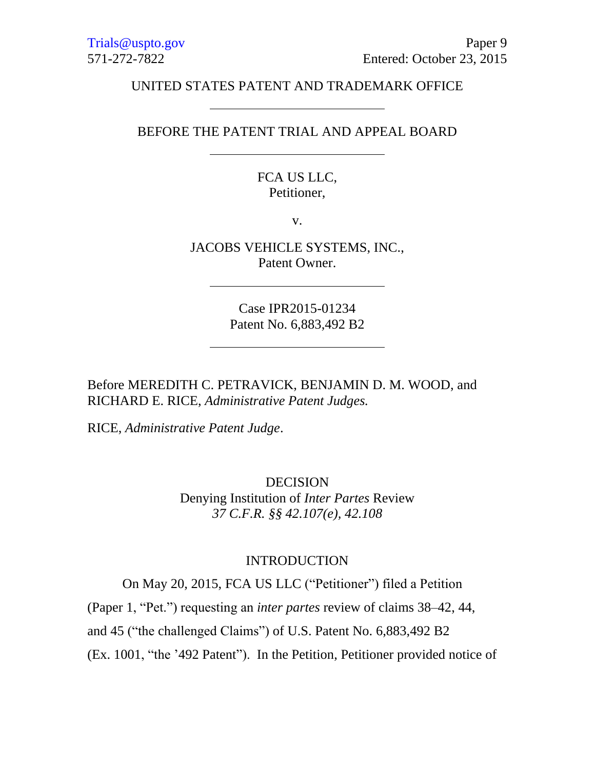Trials@uspto.gov
571-272-7822

Paper 9
Entered: October 23, 2015

UNITED STATES PATENT AND TRADEMARK OFFICE

---

BEFORE THE PATENT TRIAL AND APPEAL BOARD

---

FCA US LLC,
Petitioner,

v.

JACOBS VEHICLE SYSTEMS, INC.,
Patent Owner.

---

Case IPR2015-01234
Patent No. 6,883,492 B2

---

Before MEREDITH C. PETRAVICK, BENJAMIN D. M. WOOD, and RICHARD E. RICE, *Administrative Patent Judges.*

RICE, *Administrative Patent Judge*.

DECISION
Denying Institution of *Inter Partes* Review
*37 C.F.R. §§ 42.107(e), 42.108*

INTRODUCTION

On May 20, 2015, FCA US LLC ("Petitioner") filed a Petition (Paper 1, "Pet.") requesting an *inter partes* review of claims 38–42, 44, and 45 ("the challenged Claims") of U.S. Patent No. 6,883,492 B2 (Ex. 1001, "the '492 Patent"). In the Petition, Petitioner provided notice of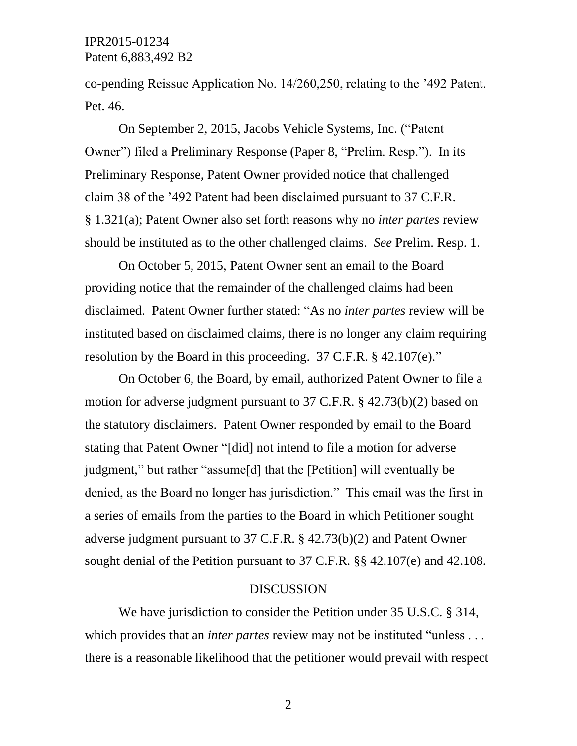co-pending Reissue Application No. 14/260,250, relating to the ’492 Patent. Pet. 46.

On September 2, 2015, Jacobs Vehicle Systems, Inc. (“Patent Owner”) filed a Preliminary Response (Paper 8, “Prelim. Resp.”). In its Preliminary Response, Patent Owner provided notice that challenged claim 38 of the ’492 Patent had been disclaimed pursuant to 37 C.F.R. § 1.321(a); Patent Owner also set forth reasons why no *inter partes* review should be instituted as to the other challenged claims. *See* Prelim. Resp. 1.

On October 5, 2015, Patent Owner sent an email to the Board providing notice that the remainder of the challenged claims had been disclaimed. Patent Owner further stated: “As no *inter partes* review will be instituted based on disclaimed claims, there is no longer any claim requiring resolution by the Board in this proceeding. 37 C.F.R. § 42.107(e).”

On October 6, the Board, by email, authorized Patent Owner to file a motion for adverse judgment pursuant to 37 C.F.R. § 42.73(b)(2) based on the statutory disclaimers. Patent Owner responded by email to the Board stating that Patent Owner “[did] not intend to file a motion for adverse judgment,” but rather “assume[d] that the [Petition] will eventually be denied, as the Board no longer has jurisdiction.” This email was the first in a series of emails from the parties to the Board in which Petitioner sought adverse judgment pursuant to 37 C.F.R. § 42.73(b)(2) and Patent Owner sought denial of the Petition pursuant to 37 C.F.R. §§ 42.107(e) and 42.108.

## DISCUSSION

We have jurisdiction to consider the Petition under 35 U.S.C. § 314, which provides that an *inter partes* review may not be instituted “unless . . . there is a reasonable likelihood that the petitioner would prevail with respect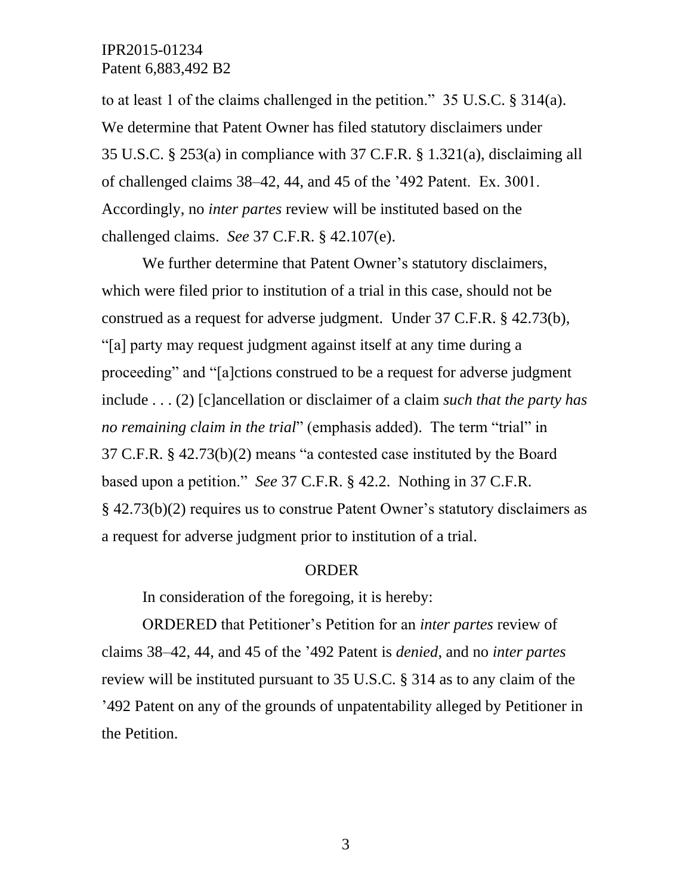to at least 1 of the claims challenged in the petition." 35 U.S.C. § 314(a). We determine that Patent Owner has filed statutory disclaimers under 35 U.S.C. § 253(a) in compliance with 37 C.F.R. § 1.321(a), disclaiming all of challenged claims 38–42, 44, and 45 of the '492 Patent. Ex. 3001. Accordingly, no *inter partes* review will be instituted based on the challenged claims. *See* 37 C.F.R. § 42.107(e).

We further determine that Patent Owner's statutory disclaimers, which were filed prior to institution of a trial in this case, should not be construed as a request for adverse judgment. Under 37 C.F.R. § 42.73(b), "[a] party may request judgment against itself at any time during a proceeding" and "[a]ctions construed to be a request for adverse judgment include . . . (2) [c]ancellation or disclaimer of a claim *such that the party has no remaining claim in the trial*" (emphasis added). The term "trial" in 37 C.F.R. § 42.73(b)(2) means "a contested case instituted by the Board based upon a petition." *See* 37 C.F.R. § 42.2. Nothing in 37 C.F.R. § 42.73(b)(2) requires us to construe Patent Owner's statutory disclaimers as a request for adverse judgment prior to institution of a trial.

ORDER

In consideration of the foregoing, it is hereby:

ORDERED that Petitioner's Petition for an *inter partes* review of claims 38–42, 44, and 45 of the '492 Patent is *denied*, and no *inter partes* review will be instituted pursuant to 35 U.S.C. § 314 as to any claim of the '492 Patent on any of the grounds of unpatentability alleged by Petitioner in the Petition.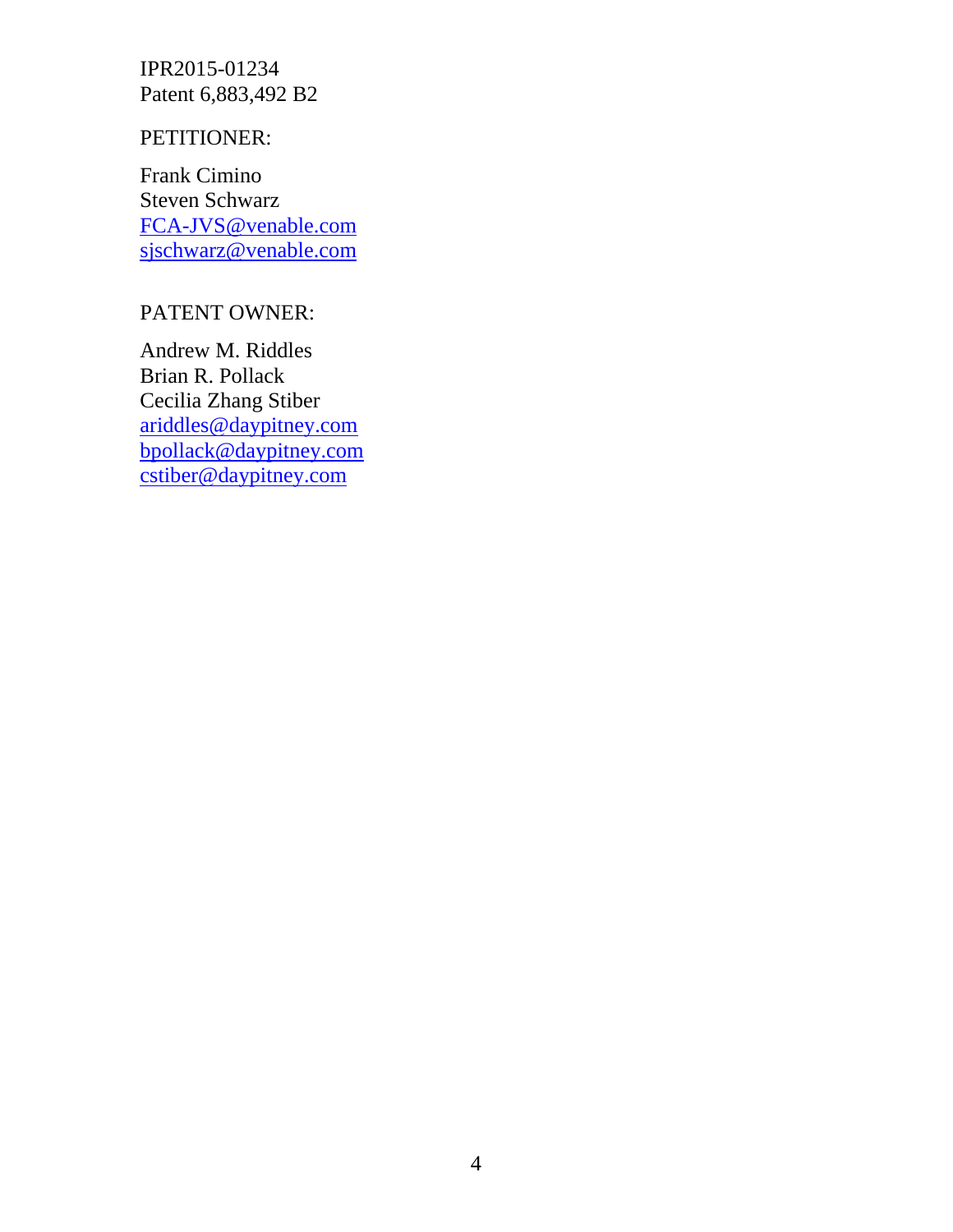IPR2015-01234
Patent 6,883,492 B2

PETITIONER:

Frank Cimino
Steven Schwarz
FCA-JVS@venable.com
sjschwarz@venable.com

PATENT OWNER:

Andrew M. Riddles
Brian R. Pollack
Cecilia Zhang Stiber
ariddles@daypitney.com
bpollack@daypitney.com
cstiber@daypitney.com